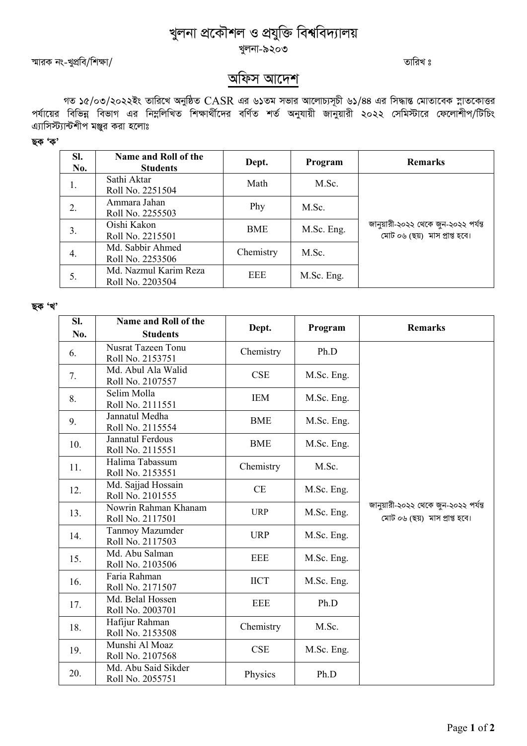# খুলনা প্রকৌশল ও প্রযুক্তি বিশ্ববিদ্যালয়

খুলনা-৯২০৩

স্মারক নং-খুপ্রবি/শিক্ষা/ তারিখ ঃ

## অফিস আদেশ

গত ১৫/০৩/২০২২ইং তারিখে অনুষ্ঠিত CASR এর ৬১তম সভার আলোচ্যসূচী ৬১/৪৪ এর সিদ্ধান্ত মোতাবেক স্নাতকোত্তর পর্যায়ের বিভিন্ন বিভাগ এর নিম্নলিখিত শিক্ষার্থীদের বর্ণিত শর্ত অনুযায়ী জানুয়ারী ২০২২ সেমিস্টারে ফেলোশীপ/টিচিং এ্যাসিস্ট্যান্টশীপ মঞ্জুর করা হলোঃ

**ছক 'ক'**

| Sl. No. | Name and Roll of the Students | Dept. | Program | Remarks |
|---|---|---|---|---|
| 1. | Sathi Aktar<br>Roll No. 2251504 | Math | M.Sc. | জানুয়ারী-২০২২ থেকে জুন-২০২২ পর্যন্ত মোট ০৬ (ছয়) মাস প্রাপ্ত হবে। |
| 2. | Ammara Jahan<br>Roll No. 2255503 | Phy | M.Sc. | |
| 3. | Oishi Kakon<br>Roll No. 2215501 | BME | M.Sc. Eng. | |
| 4. | Md. Sabbir Ahmed<br>Roll No. 2253506 | Chemistry | M.Sc. | |
| 5. | Md. Nazmul Karim Reza<br>Roll No. 2203504 | EEE | M.Sc. Eng. | |

**ছক 'খ'**

| Sl. No. | Name and Roll of the Students | Dept. | Program | Remarks |
|---|---|---|---|---|
| 6. | Nusrat Tazeen Tonu<br>Roll No. 2153751 | Chemistry | Ph.D | জানুয়ারী-২০২২ থেকে জুন-২০২২ পর্যন্ত মোট ০৬ (ছয়) মাস প্রাপ্ত হবে। |
| 7. | Md. Abul Ala Walid<br>Roll No. 2107557 | CSE | M.Sc. Eng. | |
| 8. | Selim Molla<br>Roll No. 2111551 | IEM | M.Sc. Eng. | |
| 9. | Jannatul Medha<br>Roll No. 2115554 | BME | M.Sc. Eng. | |
| 10. | Jannatul Ferdous<br>Roll No. 2115551 | BME | M.Sc. Eng. | |
| 11. | Halima Tabassum<br>Roll No. 2153551 | Chemistry | M.Sc. | |
| 12. | Md. Sajjad Hossain<br>Roll No. 2101555 | CE | M.Sc. Eng. | |
| 13. | Nowrin Rahman Khanam<br>Roll No. 2117501 | URP | M.Sc. Eng. | |
| 14. | Tanmoy Mazumder<br>Roll No. 2117503 | URP | M.Sc. Eng. | |
| 15. | Md. Abu Salman<br>Roll No. 2103506 | EEE | M.Sc. Eng. | |
| 16. | Faria Rahman<br>Roll No. 2171507 | IICT | M.Sc. Eng. | |
| 17. | Md. Belal Hossen<br>Roll No. 2003701 | EEE | Ph.D | |
| 18. | Hafijur Rahman<br>Roll No. 2153508 | Chemistry | M.Sc. | |
| 19. | Munshi Al Moaz<br>Roll No. 2107568 | CSE | M.Sc. Eng. | |
| 20. | Md. Abu Said Sikder<br>Roll No. 2055751 | Physics | Ph.D | |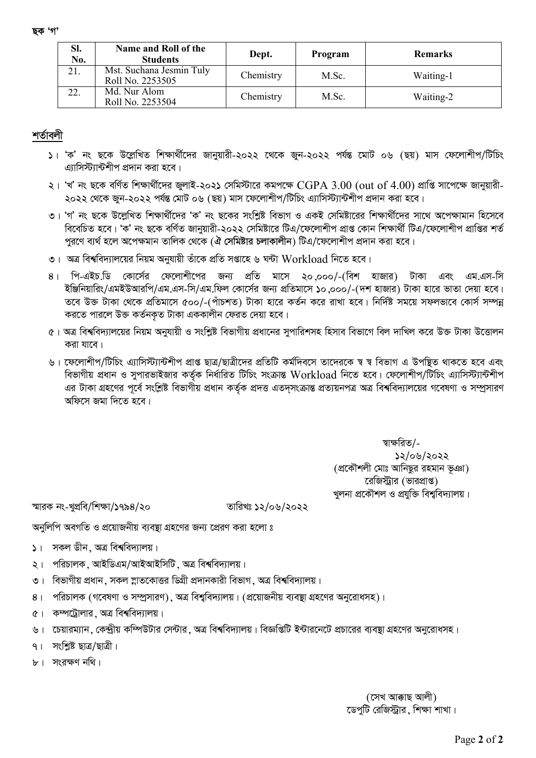ছক 'গ'

| Sl. No. | Name and Roll of the Students | Dept. | Program | Remarks |
|---|---|---|---|---|
| 21. | Mst. Suchana Jesmin Tuly Roll No. 2253505 | Chemistry | M.Sc. | Waiting-1 |
| 22. | Md. Nur Alom Roll No. 2253504 | Chemistry | M.Sc. | Waiting-2 |

## শর্তাবলী

১। 'ক' নং ছকে উল্লেখিত শিক্ষার্থীদের জানুয়ারী-২০২২ থেকে জুন-২০২২ পর্যন্ত মোট ০৬ (ছয়) মাস ফেলোশীপ/টিচিং এ্যাসিস্ট্যান্টশীপ প্রদান করা হবে।

২। 'খ' নং ছকে বর্ণিত শিক্ষার্থীদের জুলাই-২০২১ সেমিস্টারে কমপক্ষে CGPA 3.00 (out of 4.00) প্রাপ্তি সাপেক্ষে জানুয়ারী-২০২২ থেকে জুন-২০২২ পর্যন্ত মোট ০৬ (ছয়) মাস ফেলোশীপ/টিচিং এ্যাসিস্ট্যান্টশীপ প্রদান করা হবে।

৩। 'গ' নং ছকে উল্লেখিত শিক্ষার্থীদের 'ক' নং ছকের সংশ্লিষ্ট বিভাগ ও একই সেমিষ্টারের শিক্ষার্থীদের সাথে অপেক্ষামান হিসেবে বিবেচিত হবে। 'ক' নং ছকে বর্ণিত জানুয়ারী-২০২২ সেমিষ্টারে টিএ/ফেলোশীপ প্রাপ্ত কোন শিক্ষার্থী টিএ/ফেলোশীপ প্রাপ্তির শর্ত পুরণে ব্যর্থ হলে অপেক্ষমান তালিক থেকে (**ঐ সেমিষ্টার চলাকালীন**) টিএ/ফেলোশীপ প্রদান করা হবে।

৩। অত্র বিশ্ববিদ্যালয়ের নিয়ম অনুযায়ী তাঁকে প্রতি সপ্তাহে ৬ ঘন্টা Workload নিতে হবে।

৪। পি-এইচ.ডি কোর্সের ফেলোশীপের জন্য প্রতি মাসে ২০,০০০/-(বিশ হাজার) টাকা এবং এম.এস-সি ইঞ্জিনিয়ারিং/এমইউআরপি/এম.এস-সি/এম.ফিল কোর্সের জন্য প্রতিমাসে ১০,০০০/-(দশ হাজার) টাকা হারে ভাতা দেয়া হবে। তবে উক্ত টাকা থেকে প্রতিমাসে ৫০০/-(পাঁচশত) টাকা হারে কর্তন করে রাখা হবে। নির্দিষ্ট সময়ে সফলভাবে কোর্স সম্পন্ন করতে পারলে উক্ত কর্তনকৃত টাকা এককালীন ফেরত দেয়া হবে।

৫। অত্র বিশ্ববিদ্যালয়ের নিয়ম অনুযায়ী ও সংশ্লিষ্ট বিভাগীয় প্রধানের সুপারিশসহ হিসাব বিভাগে বিল দাখিল করে উক্ত টাকা উত্তোলন করা যাবে।

৬। ফেলোশীপ/টিচিং এ্যাসিস্ট্যান্টশীপ প্রাপ্ত ছাত্র/ছাত্রীদের প্রতিটি কর্মদিবসে তাদেরকে স্ব স্ব বিভাগ এ উপস্থিত থাকতে হবে এবং বিভাগীয় প্রধান ও সুপারভাইজার কর্তৃক নির্ধারিত টিচিং সংক্রান্ত Workload নিতে হবে। ফেলোশীপ/টিচিং এ্যাসিস্ট্যান্টশীপ এর টাকা গ্রহণের পূর্বে সংশ্লিষ্ট বিভাগীয় প্রধান কর্তৃক প্রদত্ত এতদ্সংক্রান্ত প্রত্যয়নপত্র অত্র বিশ্ববিদ্যালয়ের গবেষণা ও সম্প্রসারণ অফিসে জমা দিতে হবে।

স্বাক্ষরিত/-
১২/০৬/২০২২
(প্রকৌশলী মোঃ আনিছুর রহমান ভূঞা)
রেজিস্ট্রার (ভারপ্রাপ্ত)
খুলনা প্রকৌশল ও প্রযুক্তি বিশ্ববিদ্যালয়।

স্মারক নং-খুপ্রবি/শিক্ষা/১৭৯৪/২০ তারিখঃ ১২/০৬/২০২২

অনুলিপি অবগতি ও প্রয়োজনীয় ব্যবস্থা গ্রহণের জন্য প্রেরণ করা হলো ঃ

১। সকল ডীন, অত্র বিশ্ববিদ্যালয়।
২। পরিচালক, আইডিএম/আইআইসিটি, অত্র বিশ্ববিদ্যালয়।
৩। বিভাগীয় প্রধান, সকল স্নাতকোত্তর ডিগ্রী প্রদানকারী বিভাগ, অত্র বিশ্ববিদ্যালয়।
৪। পরিচালক (গবেষণা ও সম্প্রসারণ), অত্র বিশ্ববিদ্যালয়। (প্রয়োজনীয় ব্যবস্থা গ্রহণের অনুরোধসহ)।
৫। কম্পট্রোলার, অত্র বিশ্ববিদ্যালয়।
৬। চেয়ারম্যান, কেন্দ্রীয় কম্পিউটার সেন্টার, অত্র বিশ্ববিদ্যালয়। বিজ্ঞপ্তিটি ইন্টারনেটে প্রচারের ব্যবস্থা গ্রহণের অনুরোধসহ।
৭। সংশ্লিষ্ট ছাত্র/ছাত্রী।
৮। সংরক্ষণ নথি।

(সেখ আক্কাছ আলী)
ডেপুটি রেজিস্ট্রার, শিক্ষা শাখা।